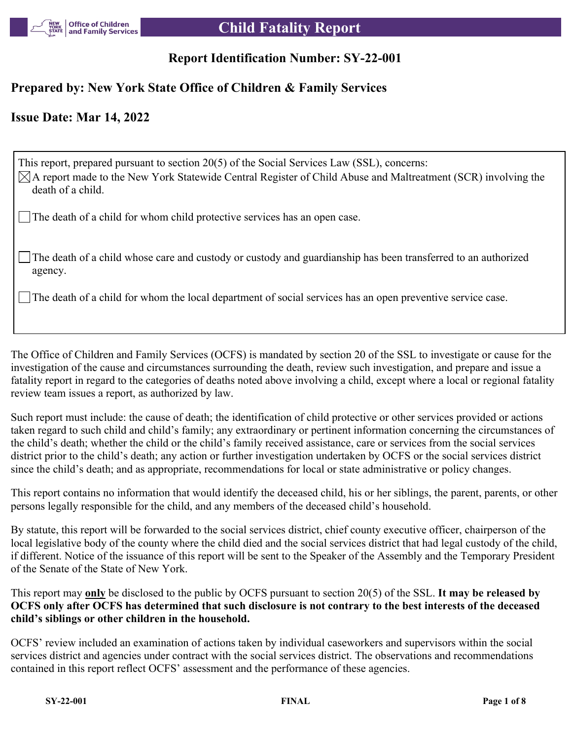# Child Fatality Report

## Report Identification Number: SY-22-001

## Prepared by: New York State Office of Children & Family Services

## Issue Date: Mar 14, 2022

This report, prepared pursuant to section 20(5) of the Social Services Law (SSL), concerns:

- [x] A report made to the New York Statewide Central Register of Child Abuse and Maltreatment (SCR) involving the death of a child.
- [ ] The death of a child for whom child protective services has an open case.
- [ ] The death of a child whose care and custody or custody and guardianship has been transferred to an authorized agency.
- [ ] The death of a child for whom the local department of social services has an open preventive service case.

The Office of Children and Family Services (OCFS) is mandated by section 20 of the SSL to investigate or cause for the investigation of the cause and circumstances surrounding the death, review such investigation, and prepare and issue a fatality report in regard to the categories of deaths noted above involving a child, except where a local or regional fatality review team issues a report, as authorized by law.

Such report must include: the cause of death; the identification of child protective or other services provided or actions taken regard to such child and child's family; any extraordinary or pertinent information concerning the circumstances of the child's death; whether the child or the child's family received assistance, care or services from the social services district prior to the child's death; any action or further investigation undertaken by OCFS or the social services district since the child's death; and as appropriate, recommendations for local or state administrative or policy changes.

This report contains no information that would identify the deceased child, his or her siblings, the parent, parents, or other persons legally responsible for the child, and any members of the deceased child's household.

By statute, this report will be forwarded to the social services district, chief county executive officer, chairperson of the local legislative body of the county where the child died and the social services district that had legal custody of the child, if different. Notice of the issuance of this report will be sent to the Speaker of the Assembly and the Temporary President of the Senate of the State of New York.

This report may **only** be disclosed to the public by OCFS pursuant to section 20(5) of the SSL. **It may be released by OCFS only after OCFS has determined that such disclosure is not contrary to the best interests of the deceased child's siblings or other children in the household.**

OCFS' review included an examination of actions taken by individual caseworkers and supervisors within the social services district and agencies under contract with the social services district. The observations and recommendations contained in this report reflect OCFS' assessment and the performance of these agencies.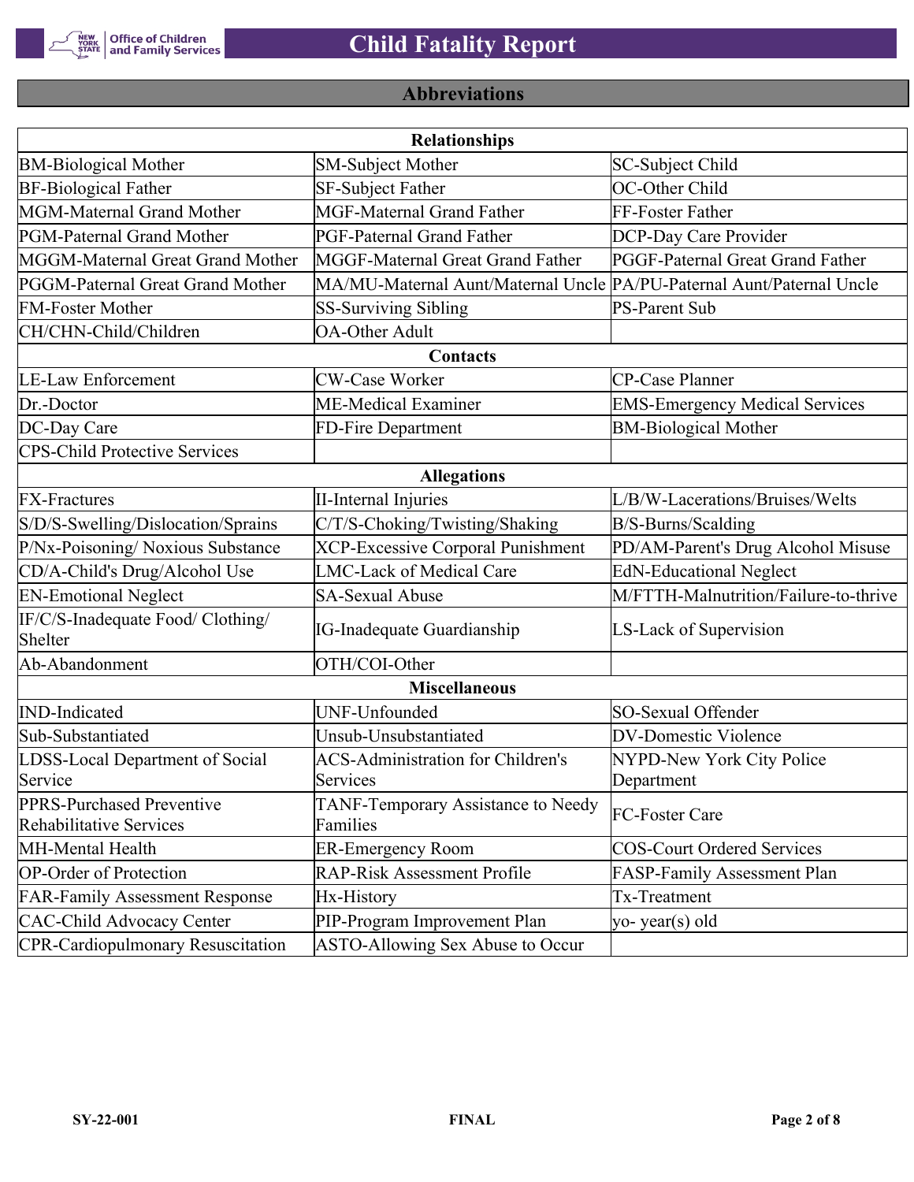## Abbreviations

| Relationships | | |
|---|---|---|
| BM-Biological Mother | SM-Subject Mother | SC-Subject Child |
| BF-Biological Father | SF-Subject Father | OC-Other Child |
| MGM-Maternal Grand Mother | MGF-Maternal Grand Father | FF-Foster Father |
| PGM-Paternal Grand Mother | PGF-Paternal Grand Father | DCP-Day Care Provider |
| MGGM-Maternal Great Grand Mother | MGGF-Maternal Great Grand Father | PGGF-Paternal Great Grand Father |
| PGGM-Paternal Great Grand Mother | MA/MU-Maternal Aunt/Maternal Uncle | PA/PU-Paternal Aunt/Paternal Uncle |
| FM-Foster Mother | SS-Surviving Sibling | PS-Parent Sub |
| CH/CHN-Child/Children | OA-Other Adult | |
| **Contacts** | | |
| LE-Law Enforcement | CW-Case Worker | CP-Case Planner |
| Dr.-Doctor | ME-Medical Examiner | EMS-Emergency Medical Services |
| DC-Day Care | FD-Fire Department | BM-Biological Mother |
| CPS-Child Protective Services | | |
| **Allegations** | | |
| FX-Fractures | II-Internal Injuries | L/B/W-Lacerations/Bruises/Welts |
| S/D/S-Swelling/Dislocation/Sprains | C/T/S-Choking/Twisting/Shaking | B/S-Burns/Scalding |
| P/Nx-Poisoning/ Noxious Substance | XCP-Excessive Corporal Punishment | PD/AM-Parent's Drug Alcohol Misuse |
| CD/A-Child's Drug/Alcohol Use | LMC-Lack of Medical Care | EdN-Educational Neglect |
| EN-Emotional Neglect | SA-Sexual Abuse | M/FTTH-Malnutrition/Failure-to-thrive |
| IF/C/S-Inadequate Food/ Clothing/ Shelter | IG-Inadequate Guardianship | LS-Lack of Supervision |
| Ab-Abandonment | OTH/COI-Other | |
| **Miscellaneous** | | |
| IND-Indicated | UNF-Unfounded | SO-Sexual Offender |
| Sub-Substantiated | Unsub-Unsubstantiated | DV-Domestic Violence |
| LDSS-Local Department of Social Service | ACS-Administration for Children's Services | NYPD-New York City Police Department |
| PPRS-Purchased Preventive Rehabilitative Services | TANF-Temporary Assistance to Needy Families | FC-Foster Care |
| MH-Mental Health | ER-Emergency Room | COS-Court Ordered Services |
| OP-Order of Protection | RAP-Risk Assessment Profile | FASP-Family Assessment Plan |
| FAR-Family Assessment Response | Hx-History | Tx-Treatment |
| CAC-Child Advocacy Center | PIP-Program Improvement Plan | yo- year(s) old |
| CPR-Cardiopulmonary Resuscitation | ASTO-Allowing Sex Abuse to Occur | |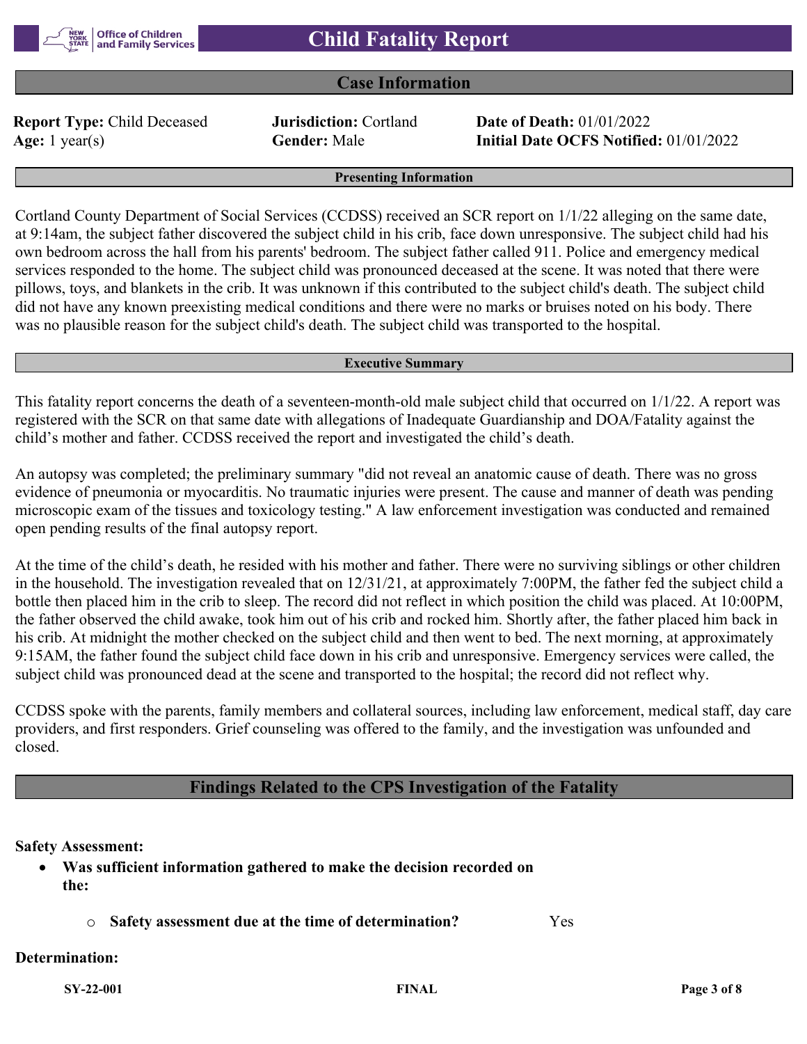# Child Fatality Report

## Case Information

**Report Type:** Child Deceased **Jurisdiction:** Cortland **Date of Death:** 01/01/2022
**Age:** 1 year(s) **Gender:** Male **Initial Date OCFS Notified:** 01/01/2022

### Presenting Information

Cortland County Department of Social Services (CCDSS) received an SCR report on 1/1/22 alleging on the same date, at 9:14am, the subject father discovered the subject child in his crib, face down unresponsive. The subject child had his own bedroom across the hall from his parents' bedroom. The subject father called 911. Police and emergency medical services responded to the home. The subject child was pronounced deceased at the scene. It was noted that there were pillows, toys, and blankets in the crib. It was unknown if this contributed to the subject child's death. The subject child did not have any known preexisting medical conditions and there were no marks or bruises noted on his body. There was no plausible reason for the subject child's death. The subject child was transported to the hospital.

### Executive Summary

This fatality report concerns the death of a seventeen-month-old male subject child that occurred on 1/1/22. A report was registered with the SCR on that same date with allegations of Inadequate Guardianship and DOA/Fatality against the child's mother and father. CCDSS received the report and investigated the child's death.

An autopsy was completed; the preliminary summary "did not reveal an anatomic cause of death. There was no gross evidence of pneumonia or myocarditis. No traumatic injuries were present. The cause and manner of death was pending microscopic exam of the tissues and toxicology testing." A law enforcement investigation was conducted and remained open pending results of the final autopsy report.

At the time of the child's death, he resided with his mother and father. There were no surviving siblings or other children in the household. The investigation revealed that on 12/31/21, at approximately 7:00PM, the father fed the subject child a bottle then placed him in the crib to sleep. The record did not reflect in which position the child was placed. At 10:00PM, the father observed the child awake, took him out of his crib and rocked him. Shortly after, the father placed him back in his crib. At midnight the mother checked on the subject child and then went to bed. The next morning, at approximately 9:15AM, the father found the subject child face down in his crib and unresponsive. Emergency services were called, the subject child was pronounced dead at the scene and transported to the hospital; the record did not reflect why.

CCDSS spoke with the parents, family members and collateral sources, including law enforcement, medical staff, day care providers, and first responders. Grief counseling was offered to the family, and the investigation was unfounded and closed.

## Findings Related to the CPS Investigation of the Fatality

**Safety Assessment:**

- **Was sufficient information gathered to make the decision recorded on the:**
    - **Safety assessment due at the time of determination?** Yes

**Determination:**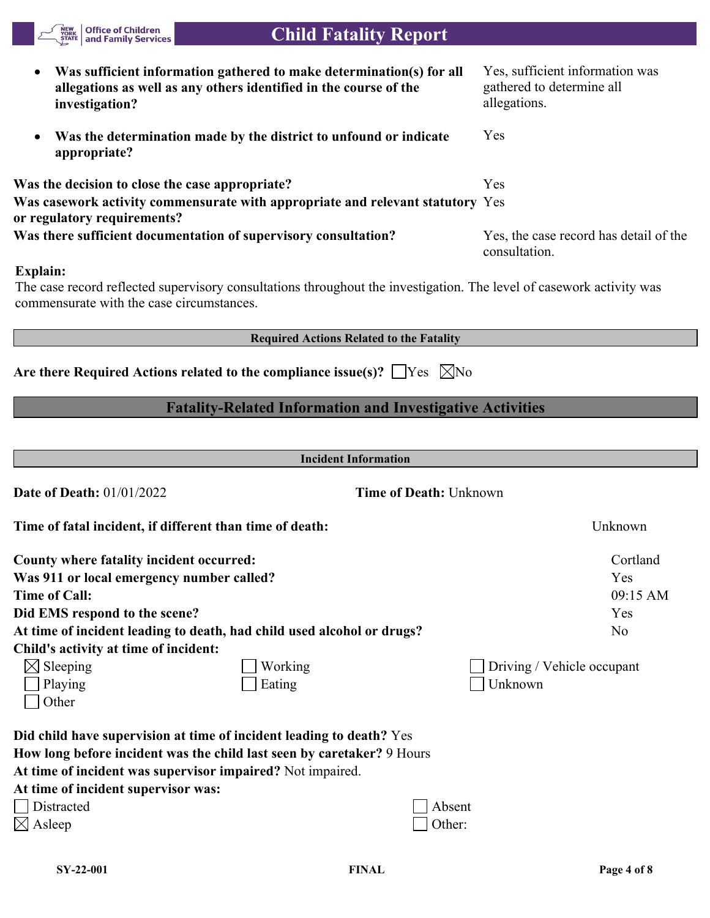- **Was sufficient information gathered to make determination(s) for all allegations as well as any others identified in the course of the investigation?** Yes, sufficient information was gathered to determine all allegations.
- **Was the determination made by the district to unfound or indicate appropriate?** Yes

**Was the decision to close the case appropriate?** Yes

**Was casework activity commensurate with appropriate and relevant statutory or regulatory requirements?** Yes

**Was there sufficient documentation of supervisory consultation?** Yes, the case record has detail of the consultation.

**Explain:**

The case record reflected supervisory consultations throughout the investigation. The level of casework activity was commensurate with the case circumstances.

### Required Actions Related to the Fatality

**Are there Required Actions related to the compliance issue(s)?** ☐ Yes ☒ No

## Fatality-Related Information and Investigative Activities

### Incident Information

**Date of Death:** 01/01/2022 **Time of Death:** Unknown

**Time of fatal incident, if different than time of death:** Unknown

**County where fatality incident occurred:** Cortland

**Was 911 or local emergency number called?** Yes

**Time of Call:** 09:15 AM

**Did EMS respond to the scene?** Yes

**At time of incident leading to death, had child used alcohol or drugs?** No

**Child's activity at time of incident:**

| | | |
|---|---|---|
| ☒ Sleeping | ☐ Working | ☐ Driving / Vehicle occupant |
| ☐ Playing | ☐ Eating | ☐ Unknown |
| ☐ Other | | |

**Did child have supervision at time of incident leading to death?** Yes

**How long before incident was the child last seen by caretaker?** 9 Hours

**At time of incident was supervisor impaired?** Not impaired.

**At time of incident supervisor was:**

| | |
|---|---|
| ☐ Distracted | ☐ Absent |
| ☒ Asleep | ☐ Other: |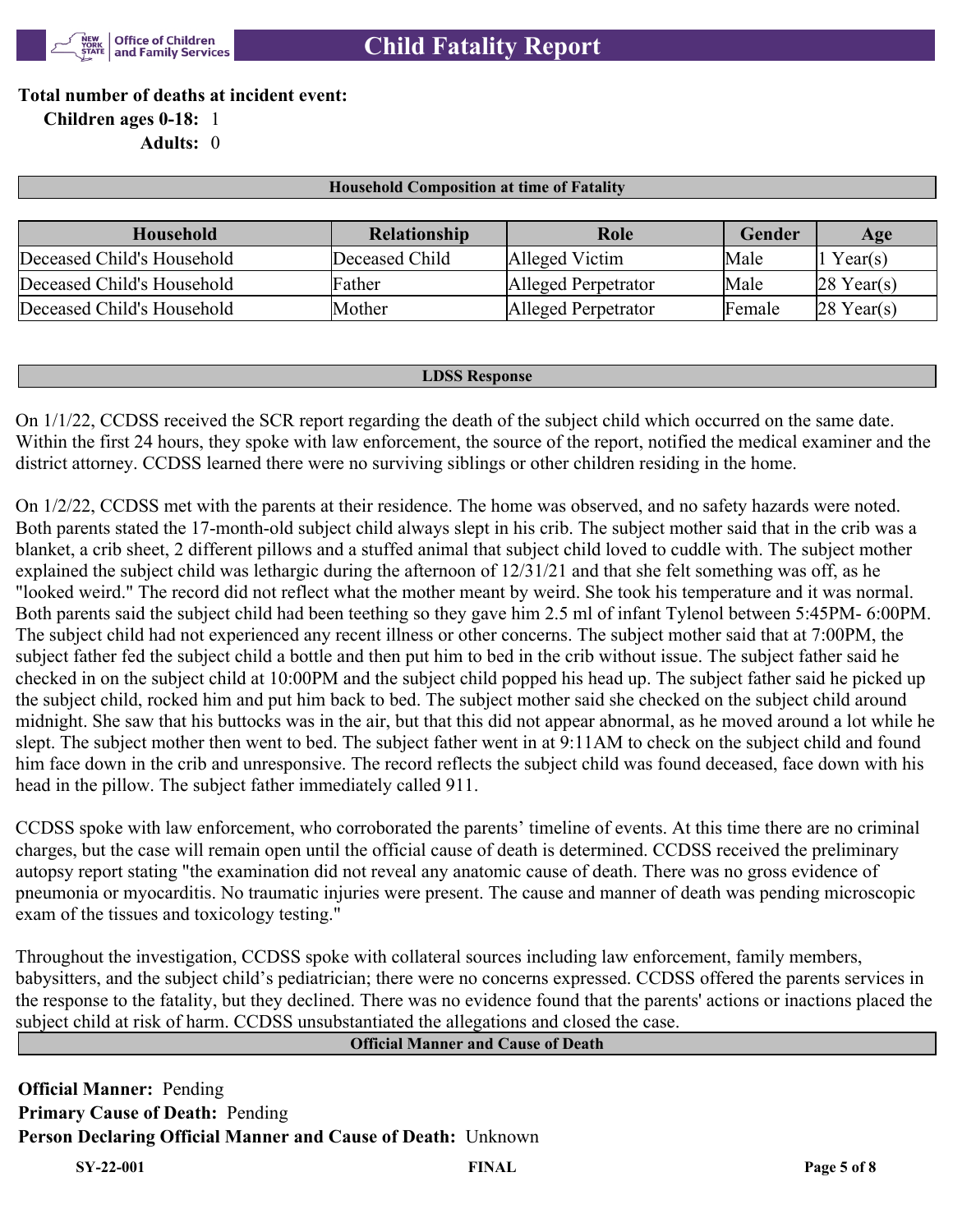**Total number of deaths at incident event:**

**Children ages 0-18:** 1

**Adults:** 0

## Household Composition at time of Fatality

| Household | Relationship | Role | Gender | Age |
|---|---|---|---|---|
| Deceased Child's Household | Deceased Child | Alleged Victim | Male | 1 Year(s) |
| Deceased Child's Household | Father | Alleged Perpetrator | Male | 28 Year(s) |
| Deceased Child's Household | Mother | Alleged Perpetrator | Female | 28 Year(s) |

## LDSS Response

On 1/1/22, CCDSS received the SCR report regarding the death of the subject child which occurred on the same date. Within the first 24 hours, they spoke with law enforcement, the source of the report, notified the medical examiner and the district attorney. CCDSS learned there were no surviving siblings or other children residing in the home.

On 1/2/22, CCDSS met with the parents at their residence. The home was observed, and no safety hazards were noted. Both parents stated the 17-month-old subject child always slept in his crib. The subject mother said that in the crib was a blanket, a crib sheet, 2 different pillows and a stuffed animal that subject child loved to cuddle with. The subject mother explained the subject child was lethargic during the afternoon of 12/31/21 and that she felt something was off, as he "looked weird." The record did not reflect what the mother meant by weird. She took his temperature and it was normal. Both parents said the subject child had been teething so they gave him 2.5 ml of infant Tylenol between 5:45PM- 6:00PM. The subject child had not experienced any recent illness or other concerns. The subject mother said that at 7:00PM, the subject father fed the subject child a bottle and then put him to bed in the crib without issue. The subject father said he checked in on the subject child at 10:00PM and the subject child popped his head up. The subject father said he picked up the subject child, rocked him and put him back to bed. The subject mother said she checked on the subject child around midnight. She saw that his buttocks was in the air, but that this did not appear abnormal, as he moved around a lot while he slept. The subject mother then went to bed. The subject father went in at 9:11AM to check on the subject child and found him face down in the crib and unresponsive. The record reflects the subject child was found deceased, face down with his head in the pillow. The subject father immediately called 911.

CCDSS spoke with law enforcement, who corroborated the parents' timeline of events. At this time there are no criminal charges, but the case will remain open until the official cause of death is determined. CCDSS received the preliminary autopsy report stating "the examination did not reveal any anatomic cause of death. There was no gross evidence of pneumonia or myocarditis. No traumatic injuries were present. The cause and manner of death was pending microscopic exam of the tissues and toxicology testing."

Throughout the investigation, CCDSS spoke with collateral sources including law enforcement, family members, babysitters, and the subject child's pediatrician; there were no concerns expressed. CCDSS offered the parents services in the response to the fatality, but they declined. There was no evidence found that the parents' actions or inactions placed the subject child at risk of harm. CCDSS unsubstantiated the allegations and closed the case.

## Official Manner and Cause of Death

**Official Manner:** Pending

**Primary Cause of Death:** Pending

**Person Declaring Official Manner and Cause of Death:** Unknown

SY-22-001 FINAL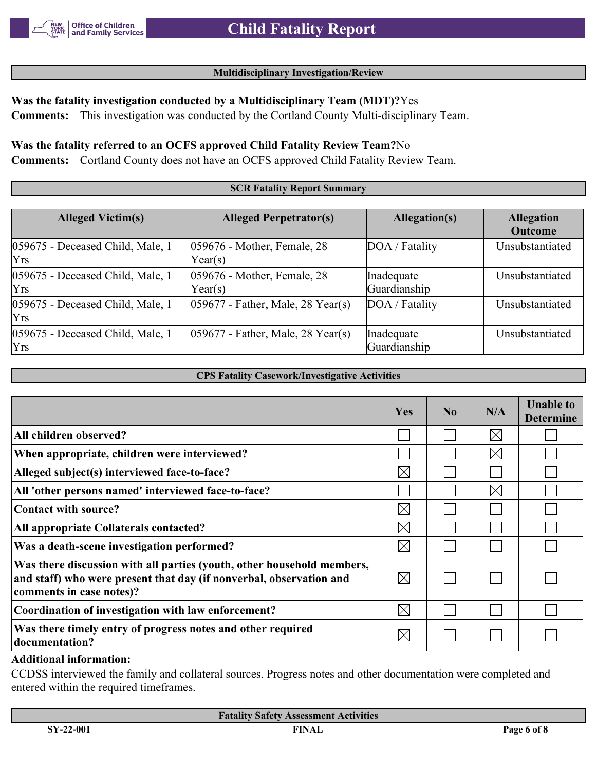## Multidisciplinary Investigation/Review

**Was the fatality investigation conducted by a Multidisciplinary Team (MDT)?** Yes

**Comments:** This investigation was conducted by the Cortland County Multi-disciplinary Team.

**Was the fatality referred to an OCFS approved Child Fatality Review Team?** No

**Comments:** Cortland County does not have an OCFS approved Child Fatality Review Team.

## SCR Fatality Report Summary

| Alleged Victim(s) | Alleged Perpetrator(s) | Allegation(s) | Allegation Outcome |
|---|---|---|---|
| 059675 - Deceased Child, Male, 1 Yrs | 059676 - Mother, Female, 28 Year(s) | DOA / Fatality | Unsubstantiated |
| 059675 - Deceased Child, Male, 1 Yrs | 059676 - Mother, Female, 28 Year(s) | Inadequate Guardianship | Unsubstantiated |
| 059675 - Deceased Child, Male, 1 Yrs | 059677 - Father, Male, 28 Year(s) | DOA / Fatality | Unsubstantiated |
| 059675 - Deceased Child, Male, 1 Yrs | 059677 - Father, Male, 28 Year(s) | Inadequate Guardianship | Unsubstantiated |

## CPS Fatality Casework/Investigative Activities

| | Yes | No | N/A | Unable to Determine |
|---|---|---|---|---|
| All children observed? | ☐ | ☐ | ☒ | ☐ |
| When appropriate, children were interviewed? | ☐ | ☐ | ☒ | ☐ |
| Alleged subject(s) interviewed face-to-face? | ☒ | ☐ | ☐ | ☐ |
| All 'other persons named' interviewed face-to-face? | ☐ | ☐ | ☒ | ☐ |
| Contact with source? | ☒ | ☐ | ☐ | ☐ |
| All appropriate Collaterals contacted? | ☒ | ☐ | ☐ | ☐ |
| Was a death-scene investigation performed? | ☒ | ☐ | ☐ | ☐ |
| Was there discussion with all parties (youth, other household members, and staff) who were present that day (if nonverbal, observation and comments in case notes)? | ☒ | ☐ | ☐ | ☐ |
| Coordination of investigation with law enforcement? | ☒ | ☐ | ☐ | ☐ |
| Was there timely entry of progress notes and other required documentation? | ☒ | ☐ | ☐ | ☐ |

**Additional information:**

CCDSS interviewed the family and collateral sources. Progress notes and other documentation were completed and entered within the required timeframes.

## Fatality Safety Assessment Activities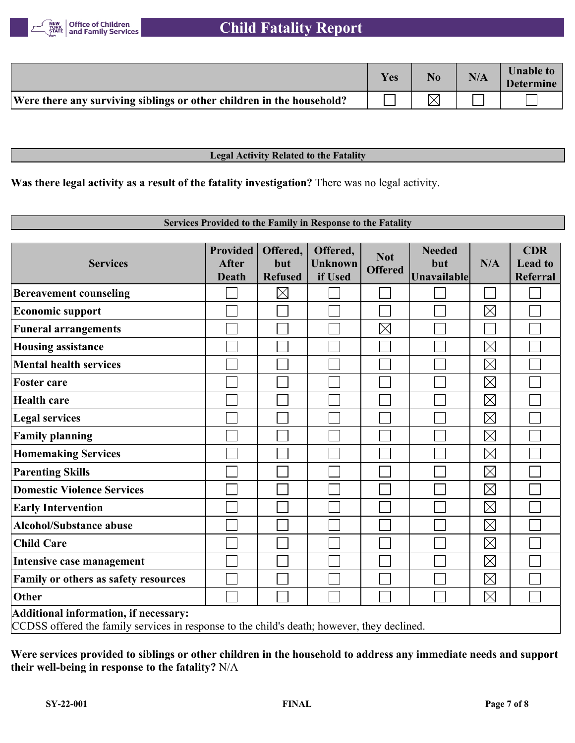| | Yes | No | N/A | Unable to Determine |
|---|---|---|---|---|
| **Were there any surviving siblings or other children in the household?** | ☐ | ☒ | ☐ | ☐ |

## Legal Activity Related to the Fatality

**Was there legal activity as a result of the fatality investigation?** There was no legal activity.

## Services Provided to the Family in Response to the Fatality

| Services | Provided After Death | Offered, but Refused | Offered, Unknown if Used | Not Offered | Needed but Unavailable | N/A | CDR Lead to Referral |
|---|---|---|---|---|---|---|---|
| **Bereavement counseling** | ☐ | ☒ | ☐ | ☐ | ☐ | ☐ | ☐ |
| **Economic support** | ☐ | ☐ | ☐ | ☐ | ☐ | ☒ | ☐ |
| **Funeral arrangements** | ☐ | ☐ | ☐ | ☒ | ☐ | ☐ | ☐ |
| **Housing assistance** | ☐ | ☐ | ☐ | ☐ | ☐ | ☒ | ☐ |
| **Mental health services** | ☐ | ☐ | ☐ | ☐ | ☐ | ☒ | ☐ |
| **Foster care** | ☐ | ☐ | ☐ | ☐ | ☐ | ☒ | ☐ |
| **Health care** | ☐ | ☐ | ☐ | ☐ | ☐ | ☒ | ☐ |
| **Legal services** | ☐ | ☐ | ☐ | ☐ | ☐ | ☒ | ☐ |
| **Family planning** | ☐ | ☐ | ☐ | ☐ | ☐ | ☒ | ☐ |
| **Homemaking Services** | ☐ | ☐ | ☐ | ☐ | ☐ | ☒ | ☐ |
| **Parenting Skills** | ☐ | ☐ | ☐ | ☐ | ☐ | ☒ | ☐ |
| **Domestic Violence Services** | ☐ | ☐ | ☐ | ☐ | ☐ | ☒ | ☐ |
| **Early Intervention** | ☐ | ☐ | ☐ | ☐ | ☐ | ☒ | ☐ |
| **Alcohol/Substance abuse** | ☐ | ☐ | ☐ | ☐ | ☐ | ☒ | ☐ |
| **Child Care** | ☐ | ☐ | ☐ | ☐ | ☐ | ☒ | ☐ |
| **Intensive case management** | ☐ | ☐ | ☐ | ☐ | ☐ | ☒ | ☐ |
| **Family or others as safety resources** | ☐ | ☐ | ☐ | ☐ | ☐ | ☒ | ☐ |
| **Other** | ☐ | ☐ | ☐ | ☐ | ☐ | ☒ | ☐ |

**Additional information, if necessary:**
CCDSS offered the family services in response to the child's death; however, they declined.

**Were services provided to siblings or other children in the household to address any immediate needs and support their well-being in response to the fatality?** N/A

SY-22-001 FINAL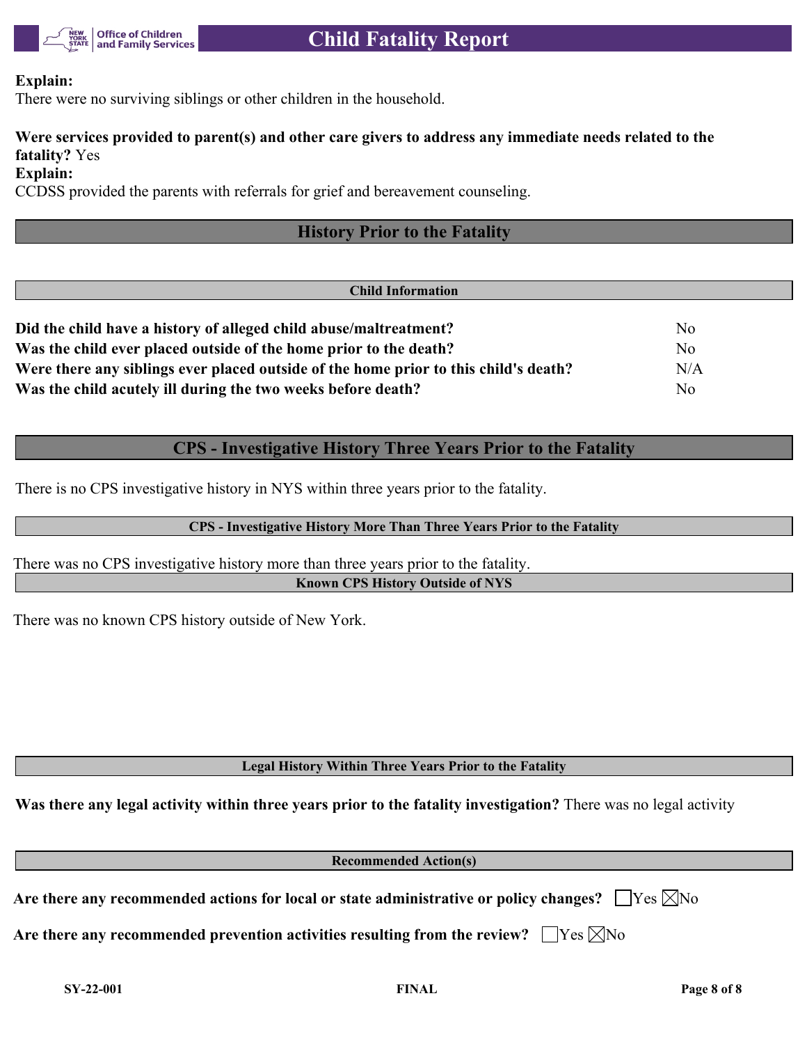**Explain:**
There were no surviving siblings or other children in the household.

**Were services provided to parent(s) and other care givers to address any immediate needs related to the fatality?** Yes
**Explain:**
CCDSS provided the parents with referrals for grief and bereavement counseling.

## History Prior to the Fatality

### Child Information

| | |
|---|---|
| **Did the child have a history of alleged child abuse/maltreatment?** | No |
| **Was the child ever placed outside of the home prior to the death?** | No |
| **Were there any siblings ever placed outside of the home prior to this child's death?** | N/A |
| **Was the child acutely ill during the two weeks before death?** | No |

## CPS - Investigative History Three Years Prior to the Fatality

There is no CPS investigative history in NYS within three years prior to the fatality.

### CPS - Investigative History More Than Three Years Prior to the Fatality

There was no CPS investigative history more than three years prior to the fatality.

### Known CPS History Outside of NYS

There was no known CPS history outside of New York.

### Legal History Within Three Years Prior to the Fatality

**Was there any legal activity within three years prior to the fatality investigation?** There was no legal activity

### Recommended Action(s)

**Are there any recommended actions for local or state administrative or policy changes?** ☐Yes ☒No

**Are there any recommended prevention activities resulting from the review?** ☐Yes ☒No

SY-22-001 FINAL